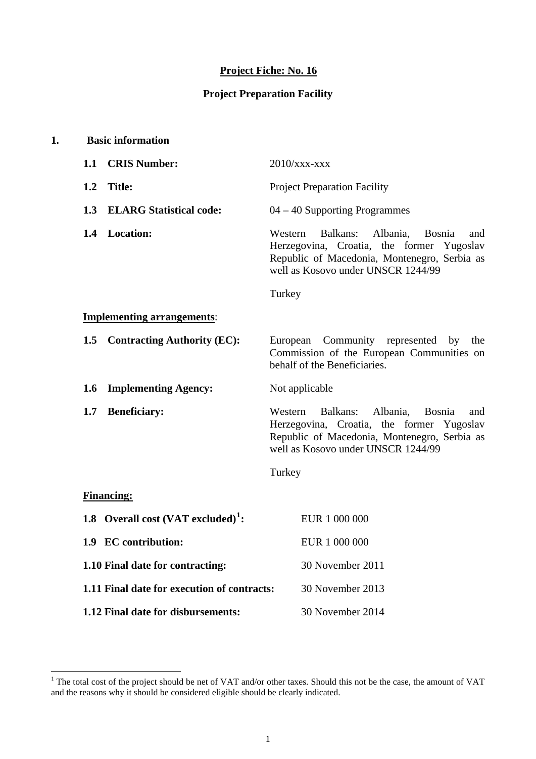**Project Fiche: No. 16**

**Project Preparation Facility**

## 1. Basic information

**1.1 CRIS Number:** 2010/xxx-xxx

**1.2 Title:** Project Preparation Facility

**1.3 ELARG Statistical code:** 04 – 40 Supporting Programmes

**1.4 Location:** Western Balkans: Albania, Bosnia and Herzegovina, Croatia, the former Yugoslav Republic of Macedonia, Montenegro, Serbia as well as Kosovo under UNSCR 1244/99

Turkey

**Implementing arrangements**:

**1.5 Contracting Authority (EC):** European Community represented by the Commission of the European Communities on behalf of the Beneficiaries.

**1.6 Implementing Agency:** Not applicable

**1.7 Beneficiary:** Western Balkans: Albania, Bosnia and Herzegovina, Croatia, the former Yugoslav Republic of Macedonia, Montenegro, Serbia as well as Kosovo under UNSCR 1244/99

Turkey

**Financing:**

**1.8 Overall cost (VAT excluded)[1]:** EUR 1 000 000

**1.9 EC contribution:** EUR 1 000 000

**1.10 Final date for contracting:** 30 November 2011

**1.11 Final date for execution of contracts:** 30 November 2013

**1.12 Final date for disbursements:** 30 November 2014

---

[1] The total cost of the project should be net of VAT and/or other taxes. Should this not be the case, the amount of VAT and the reasons why it should be considered eligible should be clearly indicated.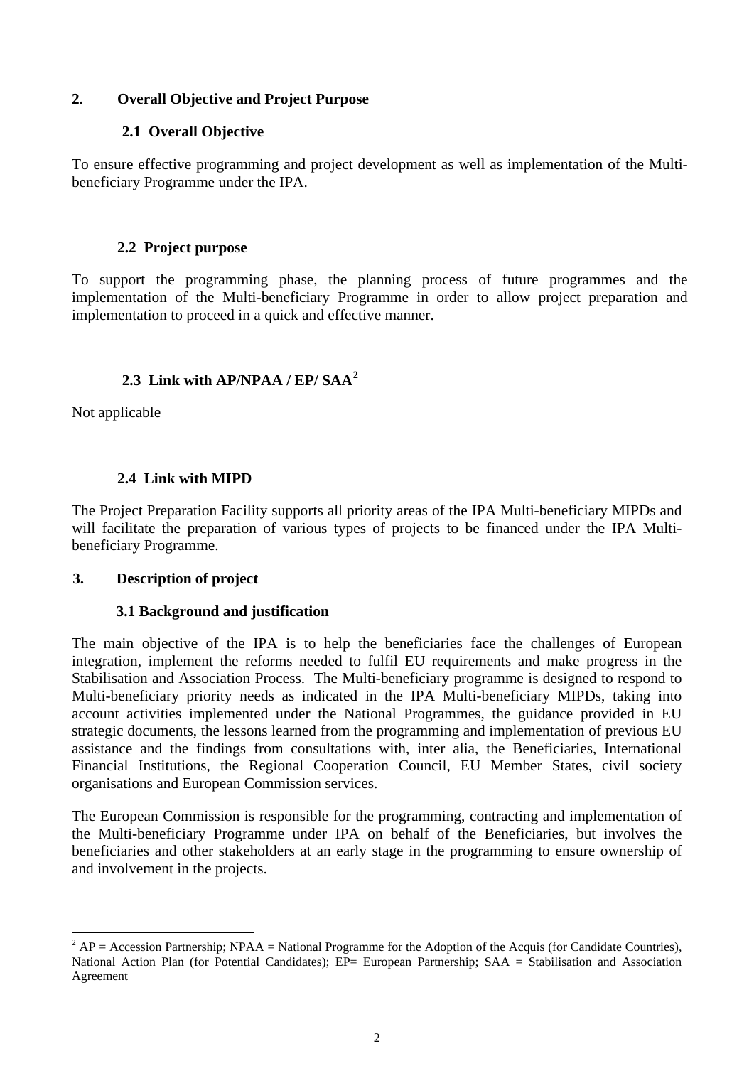## 2. Overall Objective and Project Purpose

### 2.1 Overall Objective

To ensure effective programming and project development as well as implementation of the Multi-beneficiary Programme under the IPA.

### 2.2 Project purpose

To support the programming phase, the planning process of future programmes and the implementation of the Multi-beneficiary Programme in order to allow project preparation and implementation to proceed in a quick and effective manner.

### 2.3 Link with AP/NPAA / EP/ SAA[2]

Not applicable

### 2.4 Link with MIPD

The Project Preparation Facility supports all priority areas of the IPA Multi-beneficiary MIPDs and will facilitate the preparation of various types of projects to be financed under the IPA Multi-beneficiary Programme.

## 3. Description of project

### 3.1 Background and justification

The main objective of the IPA is to help the beneficiaries face the challenges of European integration, implement the reforms needed to fulfil EU requirements and make progress in the Stabilisation and Association Process. The Multi-beneficiary programme is designed to respond to Multi-beneficiary priority needs as indicated in the IPA Multi-beneficiary MIPDs, taking into account activities implemented under the National Programmes, the guidance provided in EU strategic documents, the lessons learned from the programming and implementation of previous EU assistance and the findings from consultations with, inter alia, the Beneficiaries, International Financial Institutions, the Regional Cooperation Council, EU Member States, civil society organisations and European Commission services.

The European Commission is responsible for the programming, contracting and implementation of the Multi-beneficiary Programme under IPA on behalf of the Beneficiaries, but involves the beneficiaries and other stakeholders at an early stage in the programming to ensure ownership of and involvement in the projects.

---

[2] AP = Accession Partnership; NPAA = National Programme for the Adoption of the Acquis (for Candidate Countries), National Action Plan (for Potential Candidates); EP= European Partnership; SAA = Stabilisation and Association Agreement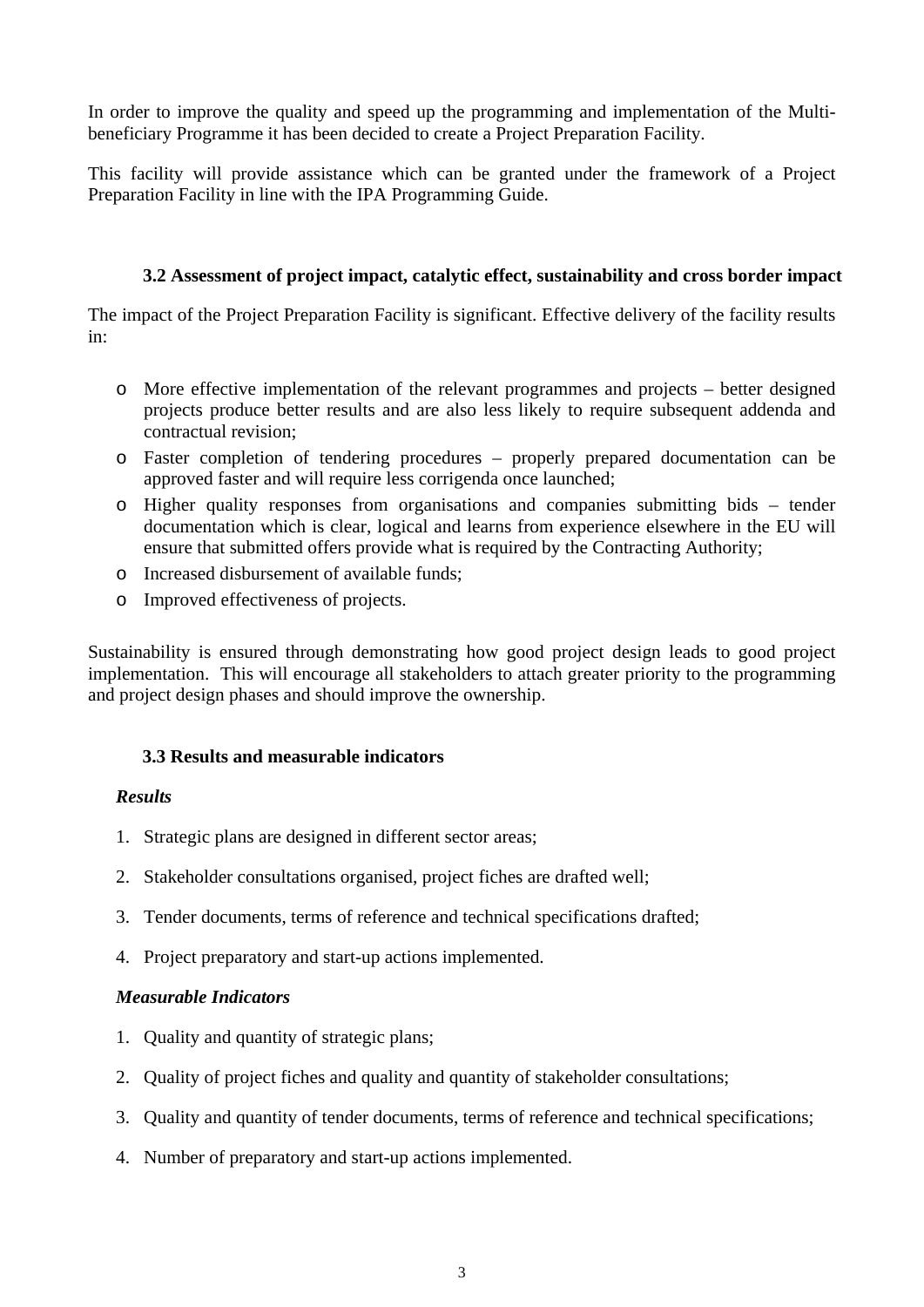In order to improve the quality and speed up the programming and implementation of the Multi-beneficiary Programme it has been decided to create a Project Preparation Facility.

This facility will provide assistance which can be granted under the framework of a Project Preparation Facility in line with the IPA Programming Guide.

### 3.2 Assessment of project impact, catalytic effect, sustainability and cross border impact

The impact of the Project Preparation Facility is significant. Effective delivery of the facility results in:

- More effective implementation of the relevant programmes and projects – better designed projects produce better results and are also less likely to require subsequent addenda and contractual revision;
- Faster completion of tendering procedures – properly prepared documentation can be approved faster and will require less corrigenda once launched;
- Higher quality responses from organisations and companies submitting bids – tender documentation which is clear, logical and learns from experience elsewhere in the EU will ensure that submitted offers provide what is required by the Contracting Authority;
- Increased disbursement of available funds;
- Improved effectiveness of projects.

Sustainability is ensured through demonstrating how good project design leads to good project implementation. This will encourage all stakeholders to attach greater priority to the programming and project design phases and should improve the ownership.

### 3.3 Results and measurable indicators

***Results***

1. Strategic plans are designed in different sector areas;
2. Stakeholder consultations organised, project fiches are drafted well;
3. Tender documents, terms of reference and technical specifications drafted;
4. Project preparatory and start-up actions implemented.

***Measurable Indicators***

1. Quality and quantity of strategic plans;
2. Quality of project fiches and quality and quantity of stakeholder consultations;
3. Quality and quantity of tender documents, terms of reference and technical specifications;
4. Number of preparatory and start-up actions implemented.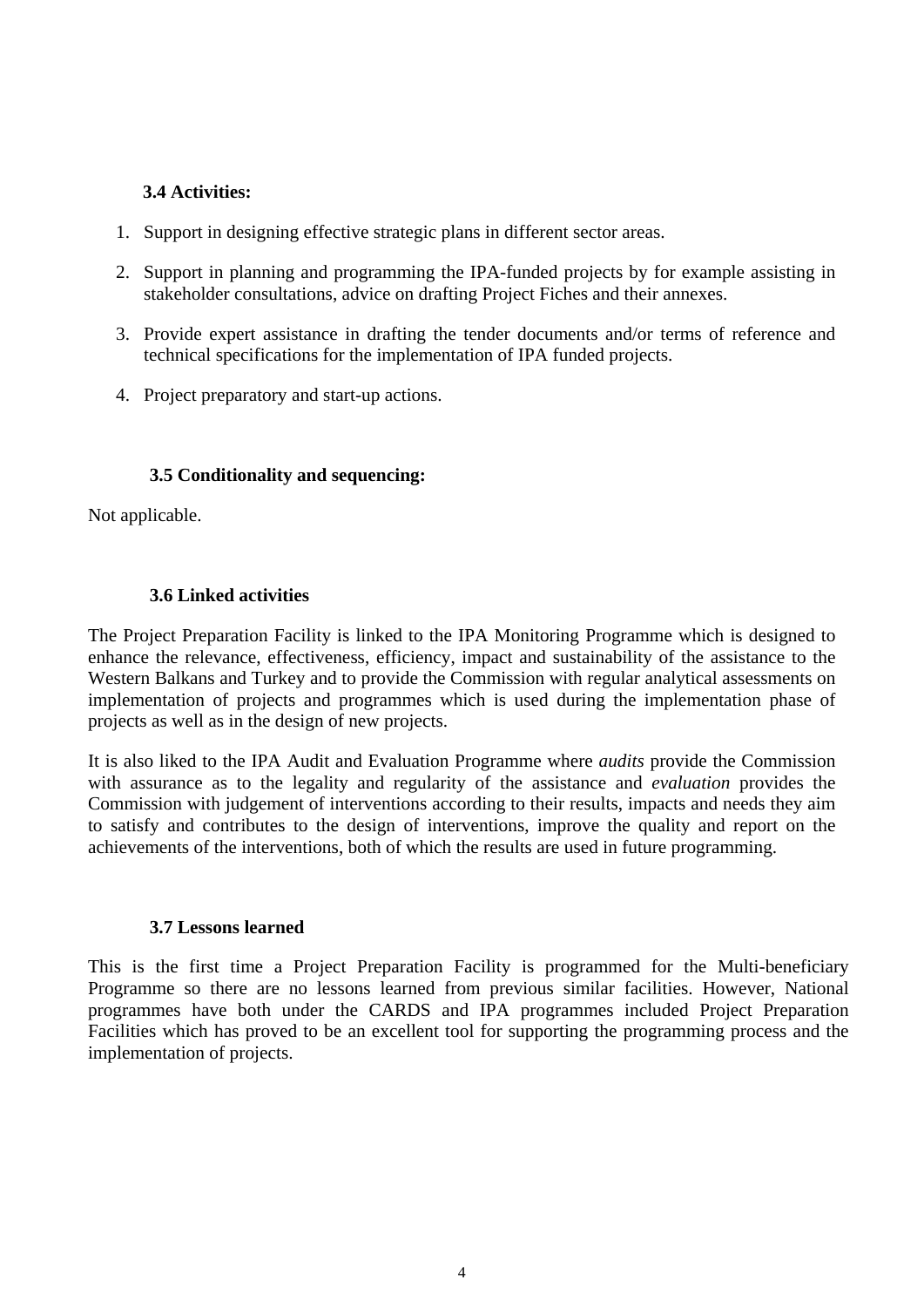### 3.4 Activities:

1. Support in designing effective strategic plans in different sector areas.
2. Support in planning and programming the IPA-funded projects by for example assisting in stakeholder consultations, advice on drafting Project Fiches and their annexes.
3. Provide expert assistance in drafting the tender documents and/or terms of reference and technical specifications for the implementation of IPA funded projects.
4. Project preparatory and start-up actions.

### 3.5 Conditionality and sequencing:

Not applicable.

### 3.6 Linked activities

The Project Preparation Facility is linked to the IPA Monitoring Programme which is designed to enhance the relevance, effectiveness, efficiency, impact and sustainability of the assistance to the Western Balkans and Turkey and to provide the Commission with regular analytical assessments on implementation of projects and programmes which is used during the implementation phase of projects as well as in the design of new projects.

It is also liked to the IPA Audit and Evaluation Programme where *audits* provide the Commission with assurance as to the legality and regularity of the assistance and *evaluation* provides the Commission with judgement of interventions according to their results, impacts and needs they aim to satisfy and contributes to the design of interventions, improve the quality and report on the achievements of the interventions, both of which the results are used in future programming.

### 3.7 Lessons learned

This is the first time a Project Preparation Facility is programmed for the Multi-beneficiary Programme so there are no lessons learned from previous similar facilities. However, National programmes have both under the CARDS and IPA programmes included Project Preparation Facilities which has proved to be an excellent tool for supporting the programming process and the implementation of projects.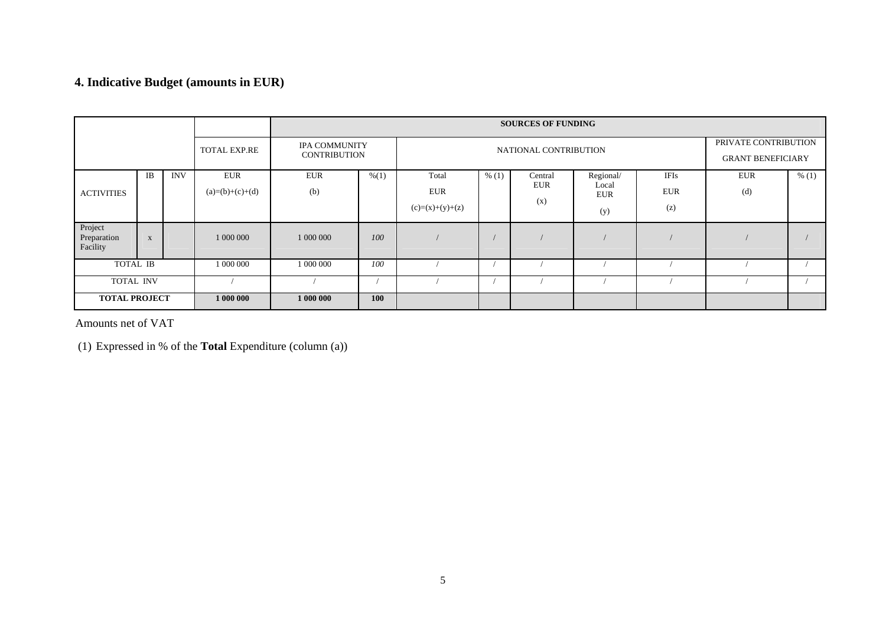## 4. Indicative Budget (amounts in EUR)

| | | | | SOURCES OF FUNDING | | | | | | | | |
|---|---|---|---|---|---|---|---|---|---|---|---|---|
| | | | TOTAL EXP.RE | IPA COMMUNITY CONTRIBUTION | | NATIONAL CONTRIBUTION | | | | | PRIVATE CONTRIBUTION GRANT BENEFICIARY | |
| ACTIVITIES | IB | INV | EUR (a)=(b)+(c)+(d) | EUR (b) | %(1) | Total EUR (c)=(x)+(y)+(z) | % (1) | Central EUR (x) | Regional/ Local EUR (y) | IFIs EUR (z) | EUR (d) | % (1) |
| Project Preparation Facility | x | | 1 000 000 | 1 000 000 | *100* | / | / | / | / | / | / | / |
| TOTAL IB | | | 1 000 000 | 1 000 000 | *100* | / | / | / | / | / | / | / |
| TOTAL INV | | | / | / | / | / | / | / | / | / | / | / |
| **TOTAL PROJECT** | | | **1 000 000** | **1 000 000** | **100** | | | | | | | |

Amounts net of VAT

(1) Expressed in % of the **Total** Expenditure (column (a))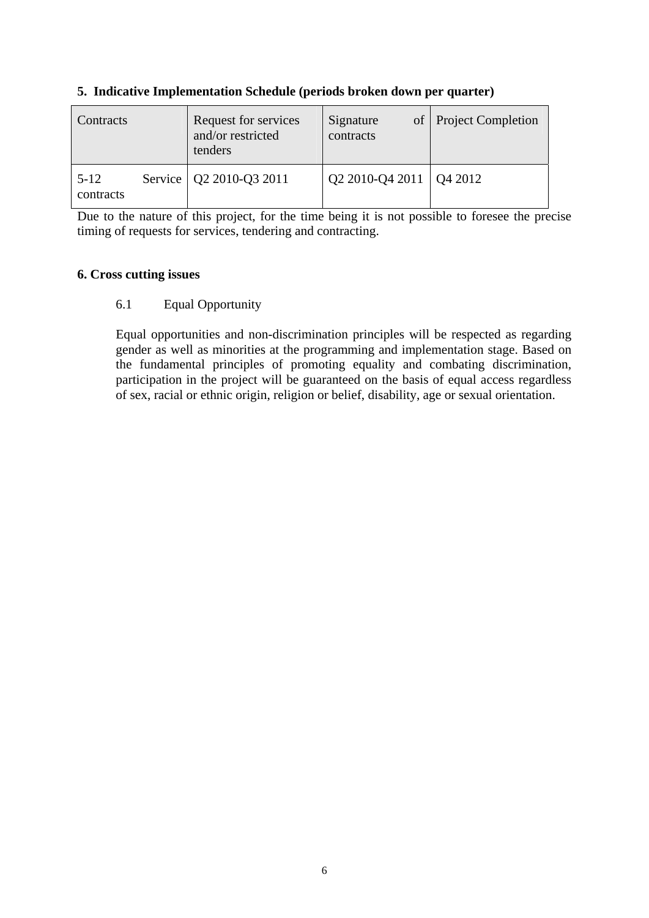## 5. Indicative Implementation Schedule (periods broken down per quarter)

| Contracts | Request for services and/or restricted tenders | Signature of contracts | Project Completion |
|---|---|---|---|
| 5-12 Service contracts | Q2 2010-Q3 2011 | Q2 2010-Q4 2011 | Q4 2012 |

Due to the nature of this project, for the time being it is not possible to foresee the precise timing of requests for services, tendering and contracting.

## 6. Cross cutting issues

### 6.1 Equal Opportunity

Equal opportunities and non-discrimination principles will be respected as regarding gender as well as minorities at the programming and implementation stage. Based on the fundamental principles of promoting equality and combating discrimination, participation in the project will be guaranteed on the basis of equal access regardless of sex, racial or ethnic origin, religion or belief, disability, age or sexual orientation.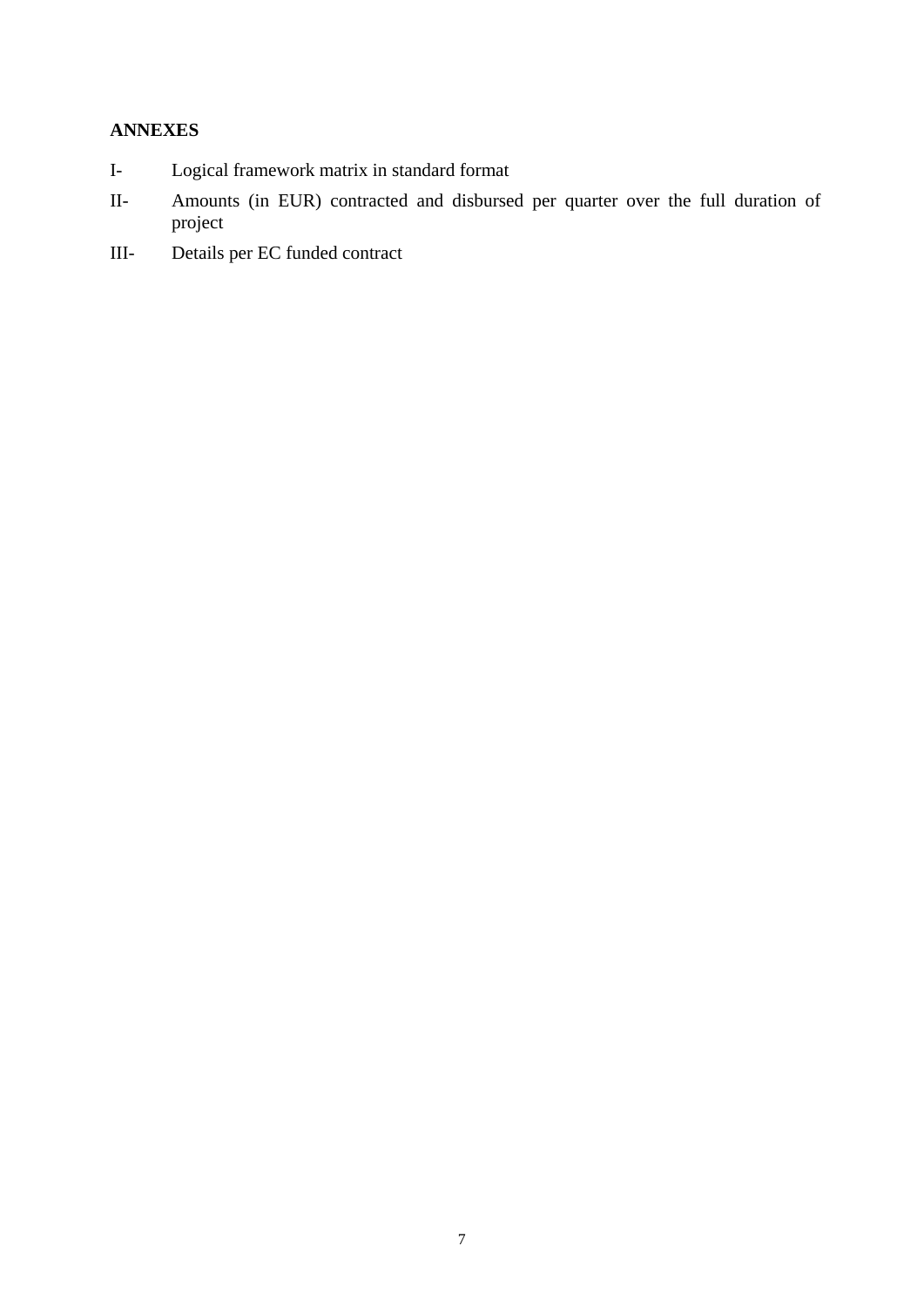**ANNEXES**

I- Logical framework matrix in standard format

II- Amounts (in EUR) contracted and disbursed per quarter over the full duration of project

III- Details per EC funded contract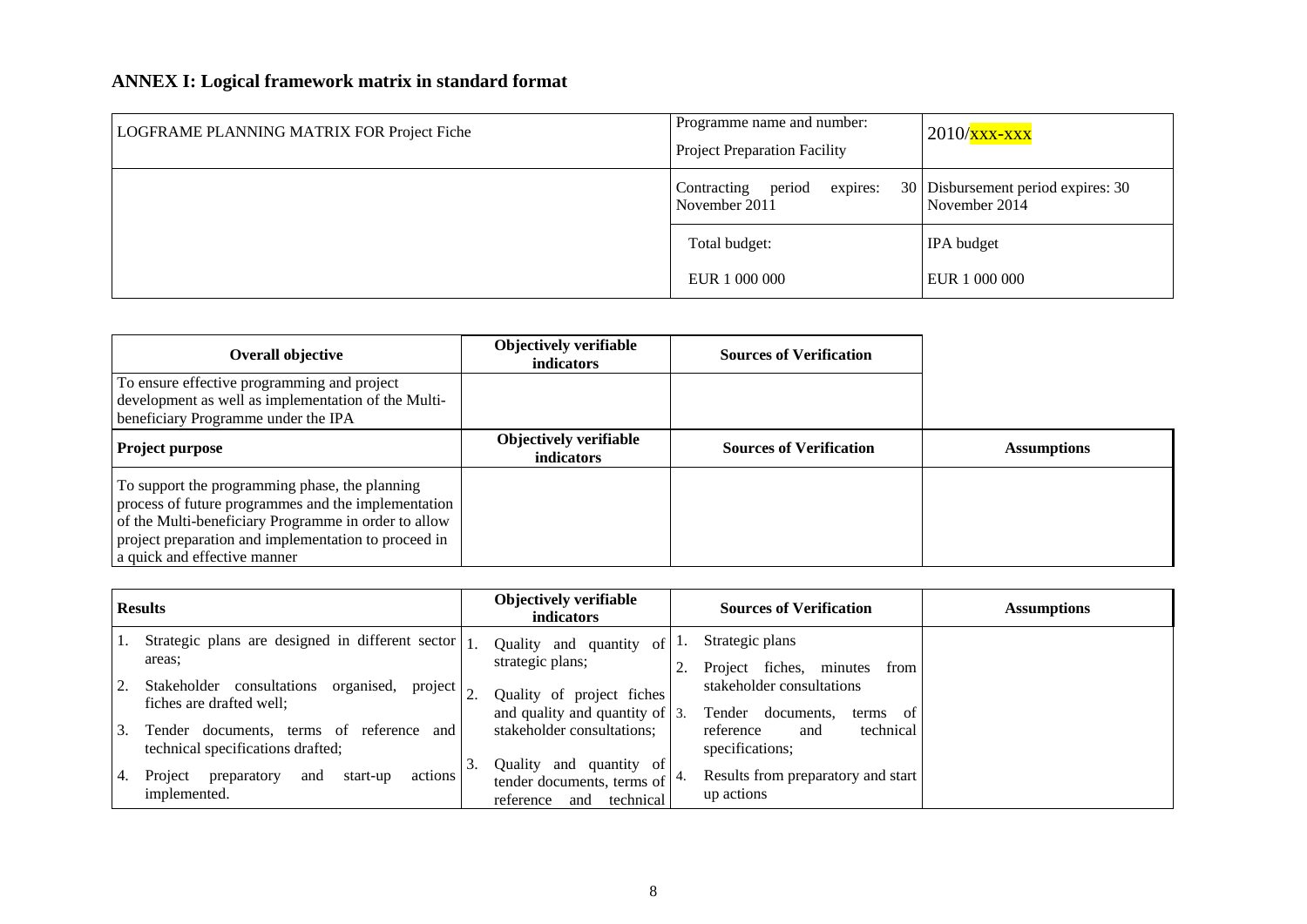## ANNEX I: Logical framework matrix in standard format

| LOGFRAME PLANNING MATRIX FOR Project Fiche | Programme name and number: Project Preparation Facility | 2010/xxx-xxx |
|---|---|---|
| | Contracting period expires: 30 November 2011 | Disbursement period expires: 30 November 2014 |
| | Total budget: EUR 1 000 000 | IPA budget EUR 1 000 000 |

| Overall objective | Objectively verifiable indicators | Sources of Verification | |
|---|---|---|---|
| To ensure effective programming and project development as well as implementation of the Multi-beneficiary Programme under the IPA | | | |
| **Project purpose** | **Objectively verifiable indicators** | **Sources of Verification** | **Assumptions** |
| To support the programming phase, the planning process of future programmes and the implementation of the Multi-beneficiary Programme in order to allow project preparation and implementation to proceed in a quick and effective manner | | | |

| Results | Objectively verifiable indicators | Sources of Verification | Assumptions |
|---|---|---|---|
| 1. Strategic plans are designed in different sector areas;<br>2. Stakeholder consultations organised, project fiches are drafted well;<br>3. Tender documents, terms of reference and technical specifications drafted;<br>4. Project preparatory and start-up actions implemented. | 1. Quality and quantity of strategic plans;<br>2. Quality of project fiches and quality and quantity of stakeholder consultations;<br>3. Quality and quantity of tender documents, terms of reference and technical | 1. Strategic plans<br>2. Project fiches, minutes from stakeholder consultations<br>3. Tender documents, terms of reference and technical specifications;<br>4. Results from preparatory and start up actions | |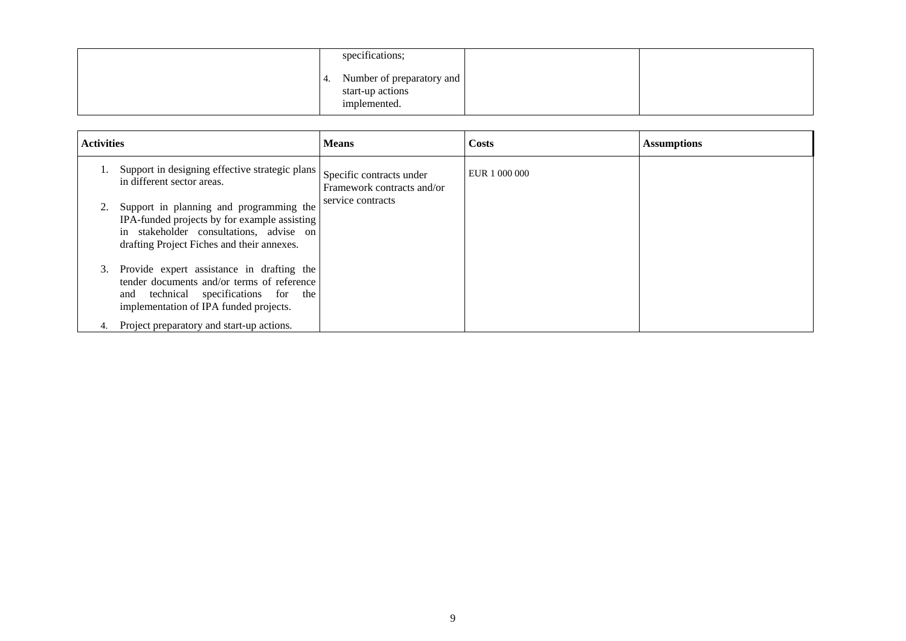| | | | |
|---|---|---|---|
| | specifications;<br><br>4. Number of preparatory and start-up actions implemented. | | |

| **Activities** | **Means** | **Costs** | **Assumptions** |
|---|---|---|---|
| 1. Support in designing effective strategic plans in different sector areas.<br><br>2. Support in planning and programming the IPA-funded projects by for example assisting in stakeholder consultations, advise on drafting Project Fiches and their annexes.<br><br>3. Provide expert assistance in drafting the tender documents and/or terms of reference and technical specifications for the implementation of IPA funded projects.<br><br>4. Project preparatory and start-up actions. | Specific contracts under Framework contracts and/or service contracts | EUR 1 000 000 | |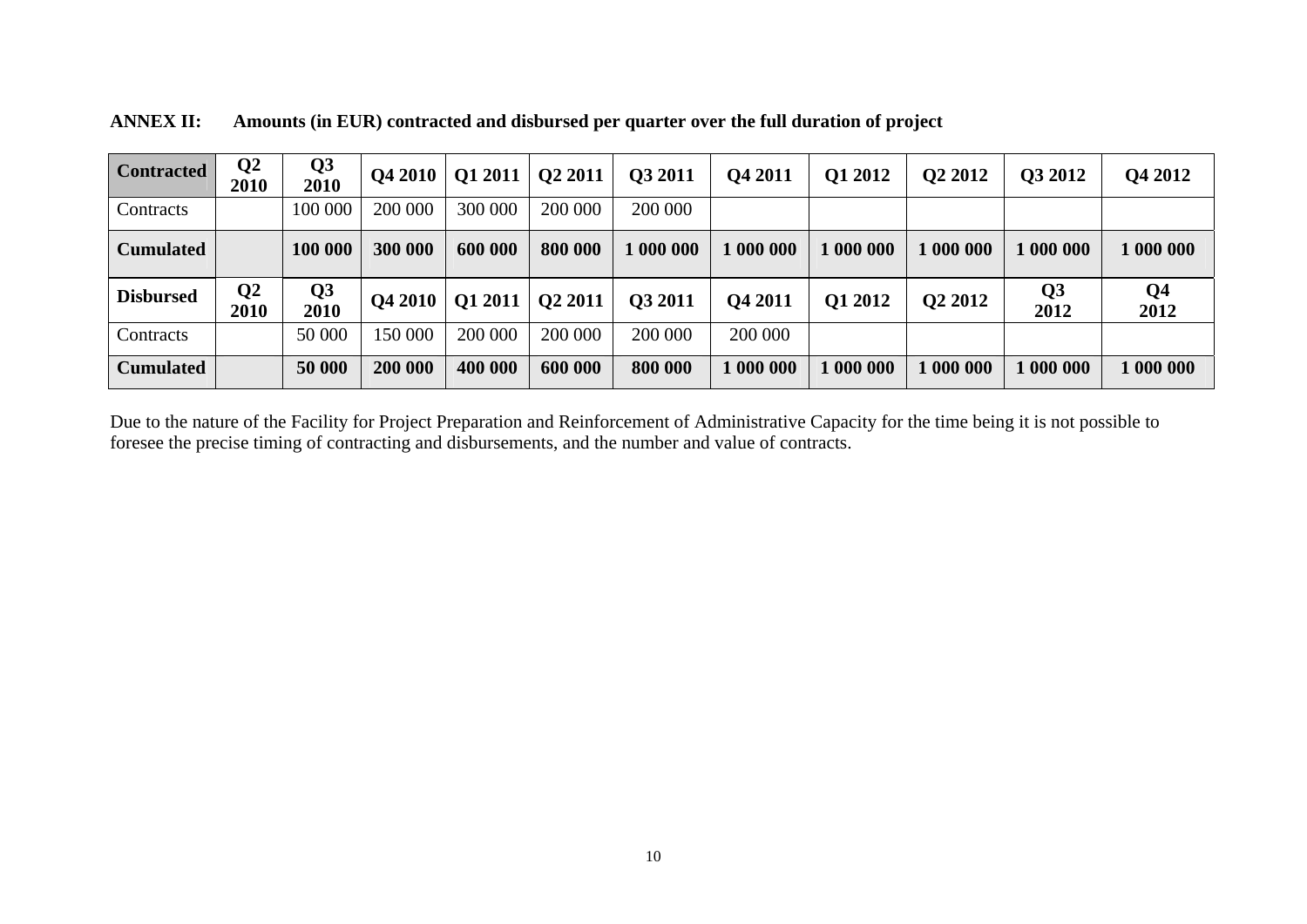**ANNEX II: Amounts (in EUR) contracted and disbursed per quarter over the full duration of project**

| **Contracted** | **Q2 2010** | **Q3 2010** | **Q4 2010** | **Q1 2011** | **Q2 2011** | **Q3 2011** | **Q4 2011** | **Q1 2012** | **Q2 2012** | **Q3 2012** | **Q4 2012** |
|---|---|---|---|---|---|---|---|---|---|---|---|
| Contracts | | 100 000 | 200 000 | 300 000 | 200 000 | 200 000 | | | | | |
| **Cumulated** | | **100 000** | **300 000** | **600 000** | **800 000** | **1 000 000** | **1 000 000** | **1 000 000** | **1 000 000** | **1 000 000** | **1 000 000** |
| **Disbursed** | **Q2 2010** | **Q3 2010** | **Q4 2010** | **Q1 2011** | **Q2 2011** | **Q3 2011** | **Q4 2011** | **Q1 2012** | **Q2 2012** | **Q3 2012** | **Q4 2012** |
| Contracts | | 50 000 | 150 000 | 200 000 | 200 000 | 200 000 | 200 000 | | | | |
| **Cumulated** | | **50 000** | **200 000** | **400 000** | **600 000** | **800 000** | **1 000 000** | **1 000 000** | **1 000 000** | **1 000 000** | **1 000 000** |

Due to the nature of the Facility for Project Preparation and Reinforcement of Administrative Capacity for the time being it is not possible to foresee the precise timing of contracting and disbursements, and the number and value of contracts.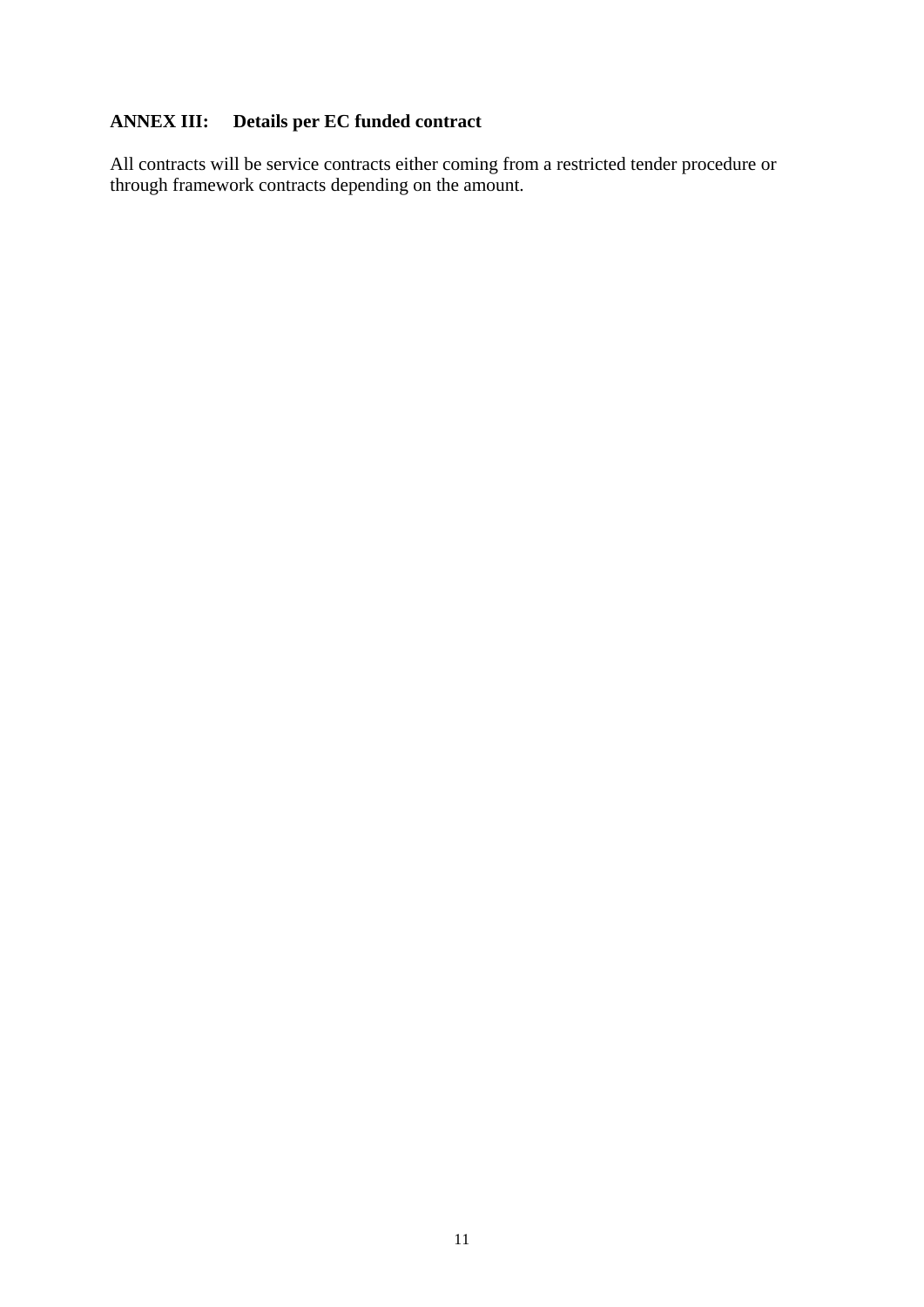## ANNEX III: Details per EC funded contract

All contracts will be service contracts either coming from a restricted tender procedure or through framework contracts depending on the amount.